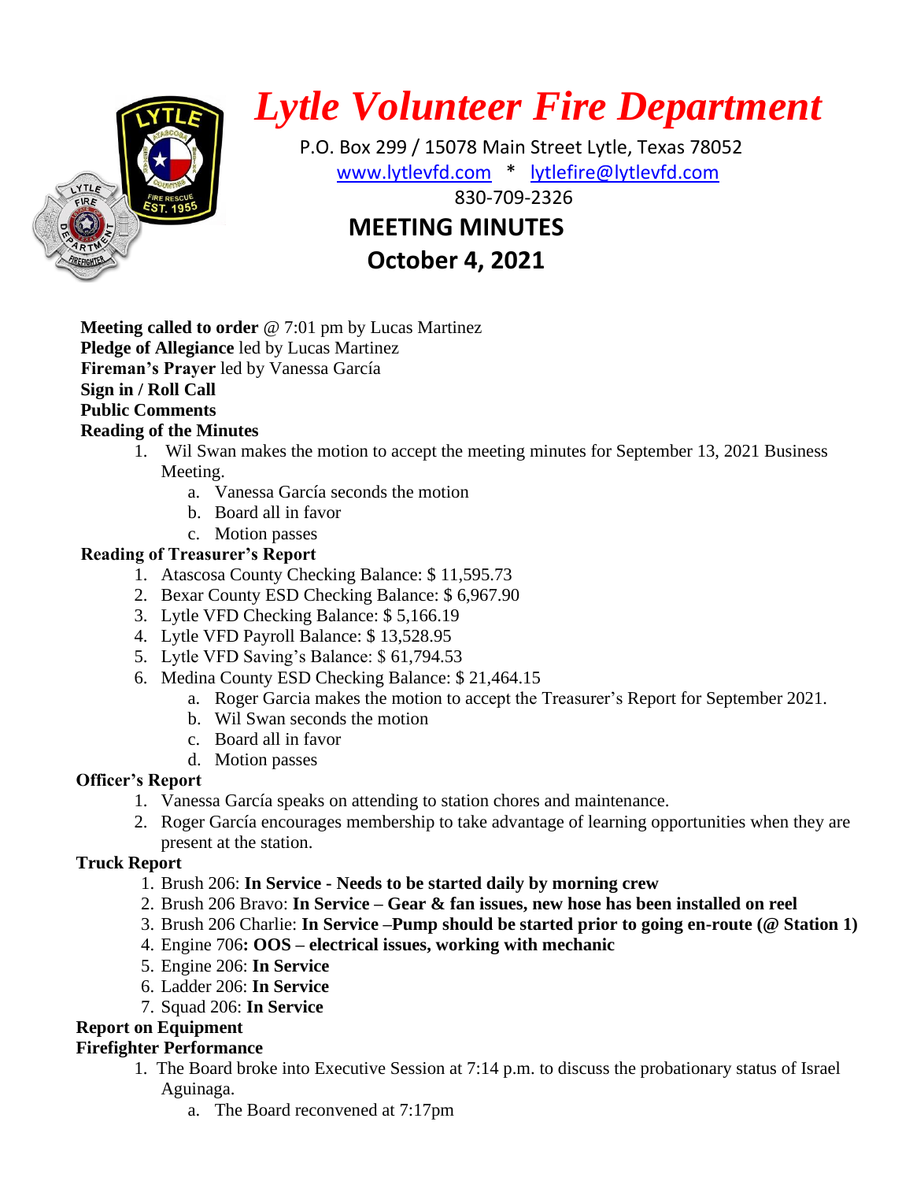# *Lytle Volunteer Fire Department*

P.O. Box 299 / 15078 Main Street Lytle, Texas 78052

www.lytlevfd.com * lytlefire@lytlevfd.com

830-709-2326

## MEETING MINUTES

## October 4, 2021

**Meeting called to order** @ 7:01 pm by Lucas Martinez
**Pledge of Allegiance** led by Lucas Martinez
**Fireman's Prayer** led by Vanessa García
**Sign in / Roll Call**
**Public Comments**
**Reading of the Minutes**

1. Wil Swan makes the motion to accept the meeting minutes for September 13, 2021 Business Meeting.
   a. Vanessa García seconds the motion
   b. Board all in favor
   c. Motion passes

**Reading of Treasurer's Report**

1. Atascosa County Checking Balance: $ 11,595.73
2. Bexar County ESD Checking Balance: $ 6,967.90
3. Lytle VFD Checking Balance: $ 5,166.19
4. Lytle VFD Payroll Balance: $ 13,528.95
5. Lytle VFD Saving's Balance: $ 61,794.53
6. Medina County ESD Checking Balance: $ 21,464.15
   a. Roger Garcia makes the motion to accept the Treasurer's Report for September 2021.
   b. Wil Swan seconds the motion
   c. Board all in favor
   d. Motion passes

**Officer's Report**

1. Vanessa García speaks on attending to station chores and maintenance.
2. Roger García encourages membership to take advantage of learning opportunities when they are present at the station.

**Truck Report**

1. Brush 206: **In Service - Needs to be started daily by morning crew**
2. Brush 206 Bravo: **In Service – Gear & fan issues, new hose has been installed on reel**
3. Brush 206 Charlie: **In Service –Pump should be started prior to going en-route (@ Station 1)**
4. Engine 706**: OOS – electrical issues, working with mechanic**
5. Engine 206: **In Service**
6. Ladder 206: **In Service**
7. Squad 206: **In Service**

**Report on Equipment**
**Firefighter Performance**

1. The Board broke into Executive Session at 7:14 p.m. to discuss the probationary status of Israel Aguinaga.
   a. The Board reconvened at 7:17pm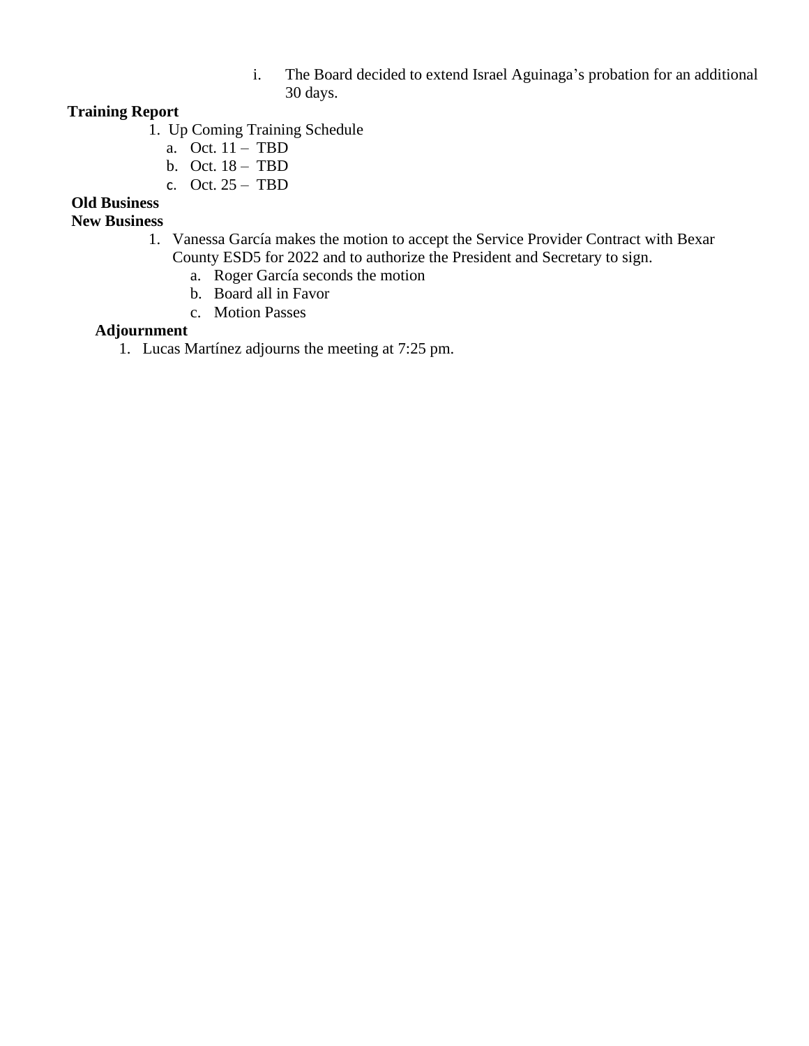i. The Board decided to extend Israel Aguinaga's probation for an additional 30 days.

**Training Report**

1. Up Coming Training Schedule
   a. Oct. 11 – TBD
   b. Oct. 18 – TBD
   c. Oct. 25 – TBD

**Old Business**

**New Business**

1. Vanessa García makes the motion to accept the Service Provider Contract with Bexar County ESD5 for 2022 and to authorize the President and Secretary to sign.
   a. Roger García seconds the motion
   b. Board all in Favor
   c. Motion Passes

**Adjournment**

1. Lucas Martínez adjourns the meeting at 7:25 pm.